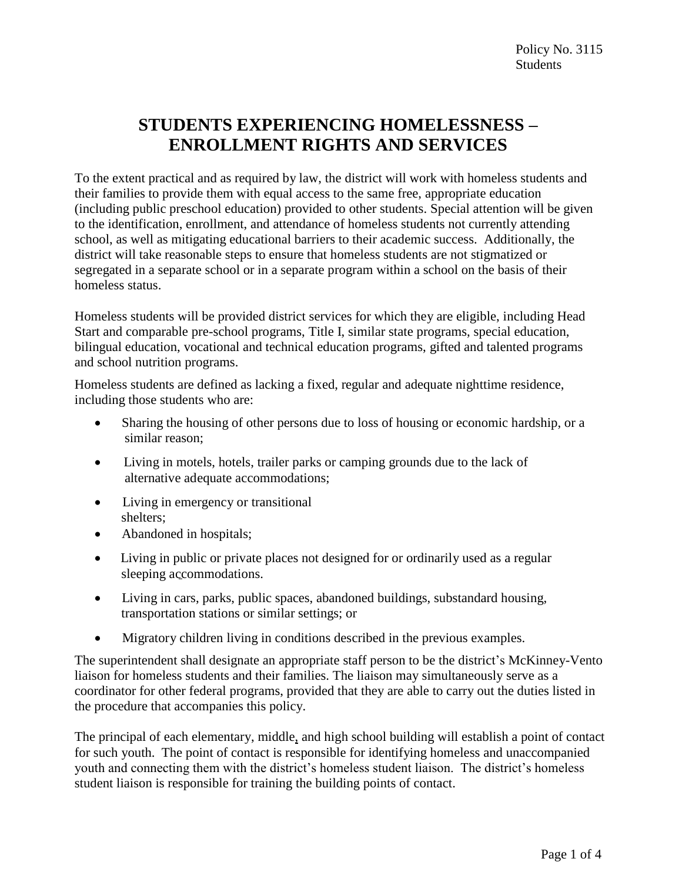Policy No. 3115
Students

# STUDENTS EXPERIENCING HOMELESSNESS – ENROLLMENT RIGHTS AND SERVICES

To the extent practical and as required by law, the district will work with homeless students and their families to provide them with equal access to the same free, appropriate education (including public preschool education) provided to other students. Special attention will be given to the identification, enrollment, and attendance of homeless students not currently attending school, as well as mitigating educational barriers to their academic success. Additionally, the district will take reasonable steps to ensure that homeless students are not stigmatized or segregated in a separate school or in a separate program within a school on the basis of their homeless status.

Homeless students will be provided district services for which they are eligible, including Head Start and comparable pre-school programs, Title I, similar state programs, special education, bilingual education, vocational and technical education programs, gifted and talented programs and school nutrition programs.

Homeless students are defined as lacking a fixed, regular and adequate nighttime residence, including those students who are:

- Sharing the housing of other persons due to loss of housing or economic hardship, or a similar reason;
- Living in motels, hotels, trailer parks or camping grounds due to the lack of alternative adequate accommodations;
- Living in emergency or transitional shelters;
- Abandoned in hospitals;
- Living in public or private places not designed for or ordinarily used as a regular sleeping accommodations.
- Living in cars, parks, public spaces, abandoned buildings, substandard housing, transportation stations or similar settings; or
- Migratory children living in conditions described in the previous examples.

The superintendent shall designate an appropriate staff person to be the district's McKinney-Vento liaison for homeless students and their families. The liaison may simultaneously serve as a coordinator for other federal programs, provided that they are able to carry out the duties listed in the procedure that accompanies this policy.

The principal of each elementary, middle, and high school building will establish a point of contact for such youth. The point of contact is responsible for identifying homeless and unaccompanied youth and connecting them with the district's homeless student liaison. The district's homeless student liaison is responsible for training the building points of contact.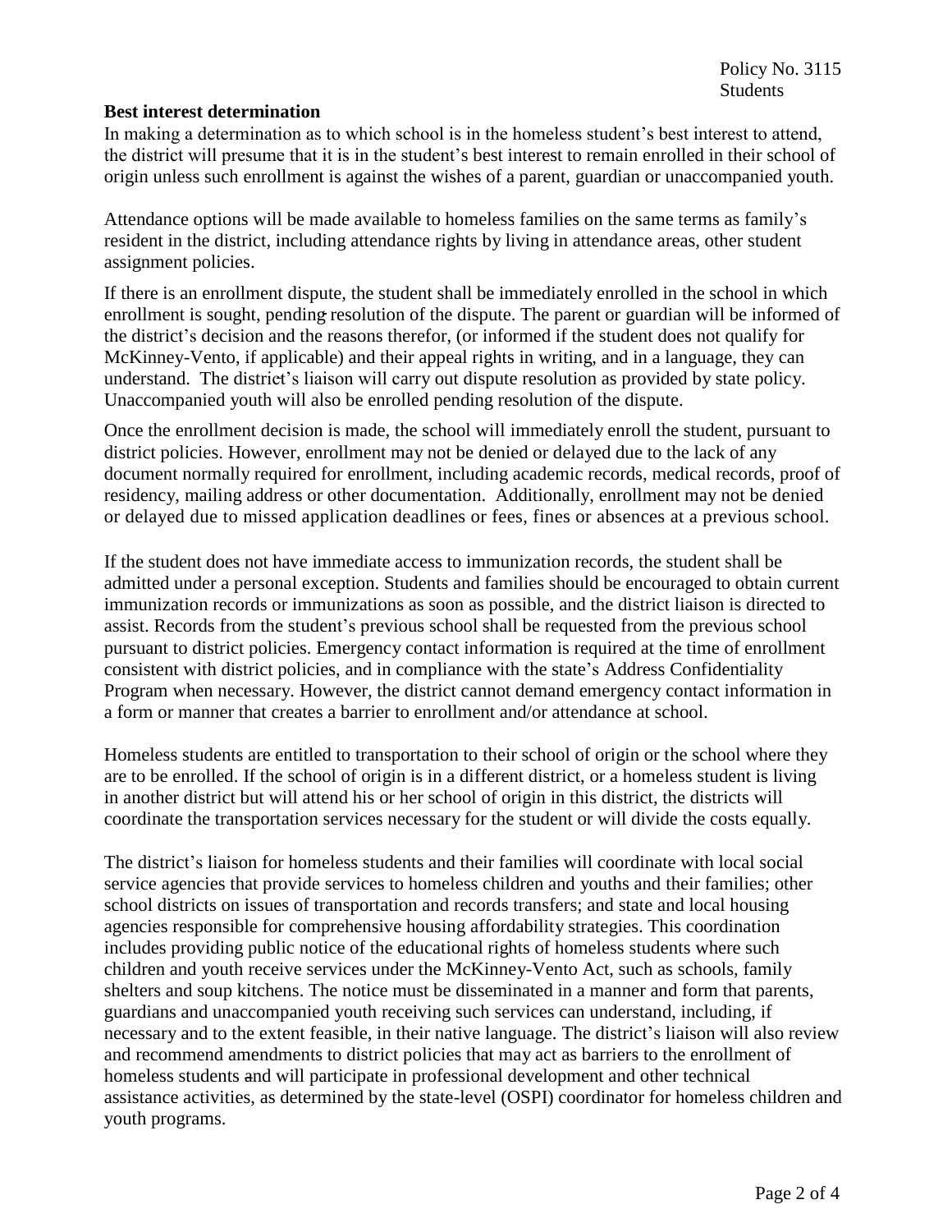**Best interest determination**

In making a determination as to which school is in the homeless student's best interest to attend, the district will presume that it is in the student's best interest to remain enrolled in their school of origin unless such enrollment is against the wishes of a parent, guardian or unaccompanied youth.

Attendance options will be made available to homeless families on the same terms as family's resident in the district, including attendance rights by living in attendance areas, other student assignment policies.

If there is an enrollment dispute, the student shall be immediately enrolled in the school in which enrollment is sought, pending resolution of the dispute. The parent or guardian will be informed of the district's decision and the reasons therefor, (or informed if the student does not qualify for McKinney-Vento, if applicable) and their appeal rights in writing, and in a language, they can understand. The district's liaison will carry out dispute resolution as provided by state policy. Unaccompanied youth will also be enrolled pending resolution of the dispute.

Once the enrollment decision is made, the school will immediately enroll the student, pursuant to district policies. However, enrollment may not be denied or delayed due to the lack of any document normally required for enrollment, including academic records, medical records, proof of residency, mailing address or other documentation. Additionally, enrollment may not be denied or delayed due to missed application deadlines or fees, fines or absences at a previous school.

If the student does not have immediate access to immunization records, the student shall be admitted under a personal exception. Students and families should be encouraged to obtain current immunization records or immunizations as soon as possible, and the district liaison is directed to assist. Records from the student's previous school shall be requested from the previous school pursuant to district policies. Emergency contact information is required at the time of enrollment consistent with district policies, and in compliance with the state's Address Confidentiality Program when necessary. However, the district cannot demand emergency contact information in a form or manner that creates a barrier to enrollment and/or attendance at school.

Homeless students are entitled to transportation to their school of origin or the school where they are to be enrolled. If the school of origin is in a different district, or a homeless student is living in another district but will attend his or her school of origin in this district, the districts will coordinate the transportation services necessary for the student or will divide the costs equally.

The district's liaison for homeless students and their families will coordinate with local social service agencies that provide services to homeless children and youths and their families; other school districts on issues of transportation and records transfers; and state and local housing agencies responsible for comprehensive housing affordability strategies. This coordination includes providing public notice of the educational rights of homeless students where such children and youth receive services under the McKinney-Vento Act, such as schools, family shelters and soup kitchens. The notice must be disseminated in a manner and form that parents, guardians and unaccompanied youth receiving such services can understand, including, if necessary and to the extent feasible, in their native language. The district's liaison will also review and recommend amendments to district policies that may act as barriers to the enrollment of homeless students and will participate in professional development and other technical assistance activities, as determined by the state-level (OSPI) coordinator for homeless children and youth programs.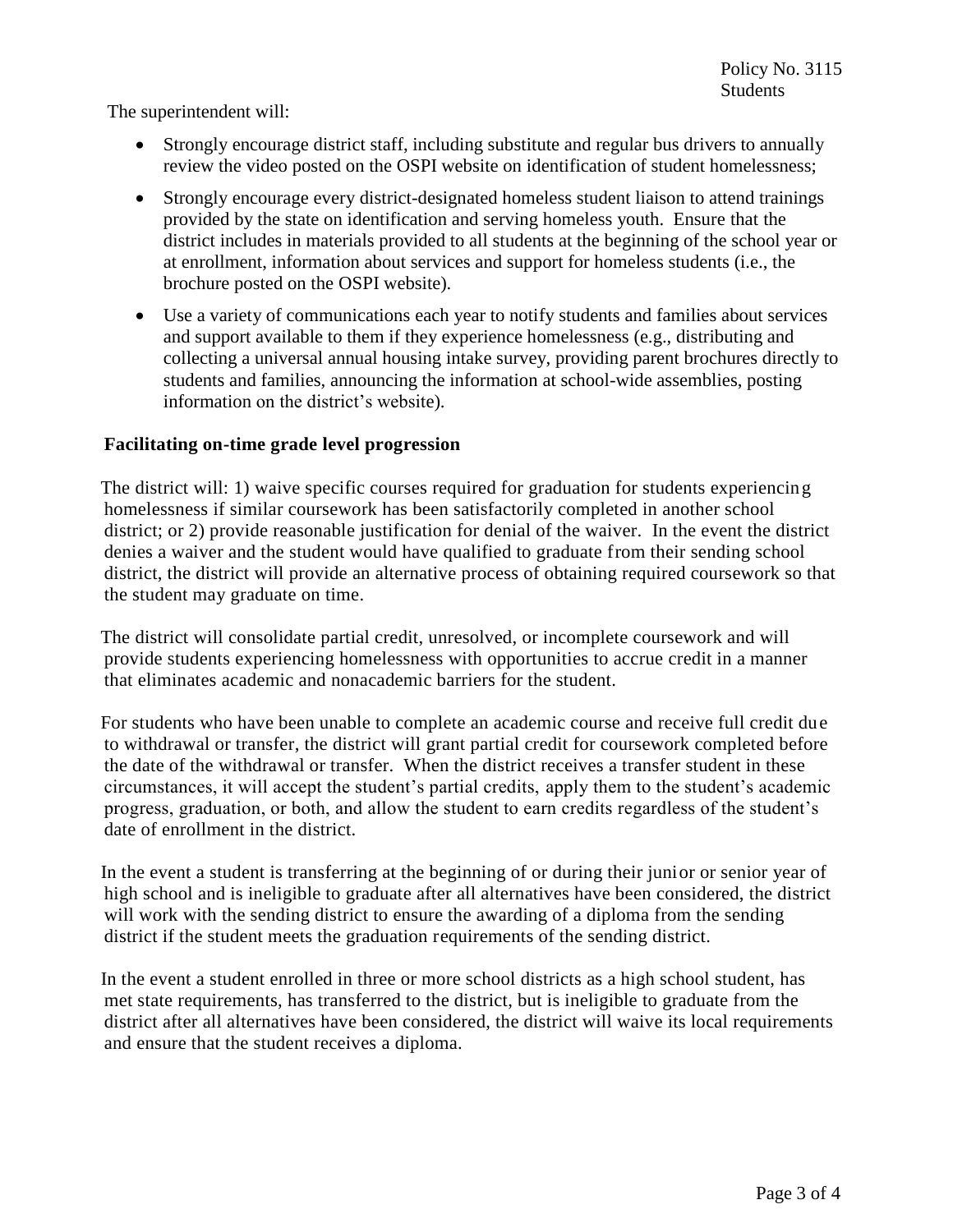The superintendent will:

- Strongly encourage district staff, including substitute and regular bus drivers to annually review the video posted on the OSPI website on identification of student homelessness;
- Strongly encourage every district-designated homeless student liaison to attend trainings provided by the state on identification and serving homeless youth. Ensure that the district includes in materials provided to all students at the beginning of the school year or at enrollment, information about services and support for homeless students (i.e., the brochure posted on the OSPI website).
- Use a variety of communications each year to notify students and families about services and support available to them if they experience homelessness (e.g., distributing and collecting a universal annual housing intake survey, providing parent brochures directly to students and families, announcing the information at school-wide assemblies, posting information on the district's website).

**Facilitating on-time grade level progression**

The district will: 1) waive specific courses required for graduation for students experiencing homelessness if similar coursework has been satisfactorily completed in another school district; or 2) provide reasonable justification for denial of the waiver. In the event the district denies a waiver and the student would have qualified to graduate from their sending school district, the district will provide an alternative process of obtaining required coursework so that the student may graduate on time.

The district will consolidate partial credit, unresolved, or incomplete coursework and will provide students experiencing homelessness with opportunities to accrue credit in a manner that eliminates academic and nonacademic barriers for the student.

For students who have been unable to complete an academic course and receive full credit due to withdrawal or transfer, the district will grant partial credit for coursework completed before the date of the withdrawal or transfer. When the district receives a transfer student in these circumstances, it will accept the student's partial credits, apply them to the student's academic progress, graduation, or both, and allow the student to earn credits regardless of the student's date of enrollment in the district.

In the event a student is transferring at the beginning of or during their junior or senior year of high school and is ineligible to graduate after all alternatives have been considered, the district will work with the sending district to ensure the awarding of a diploma from the sending district if the student meets the graduation requirements of the sending district.

In the event a student enrolled in three or more school districts as a high school student, has met state requirements, has transferred to the district, but is ineligible to graduate from the district after all alternatives have been considered, the district will waive its local requirements and ensure that the student receives a diploma.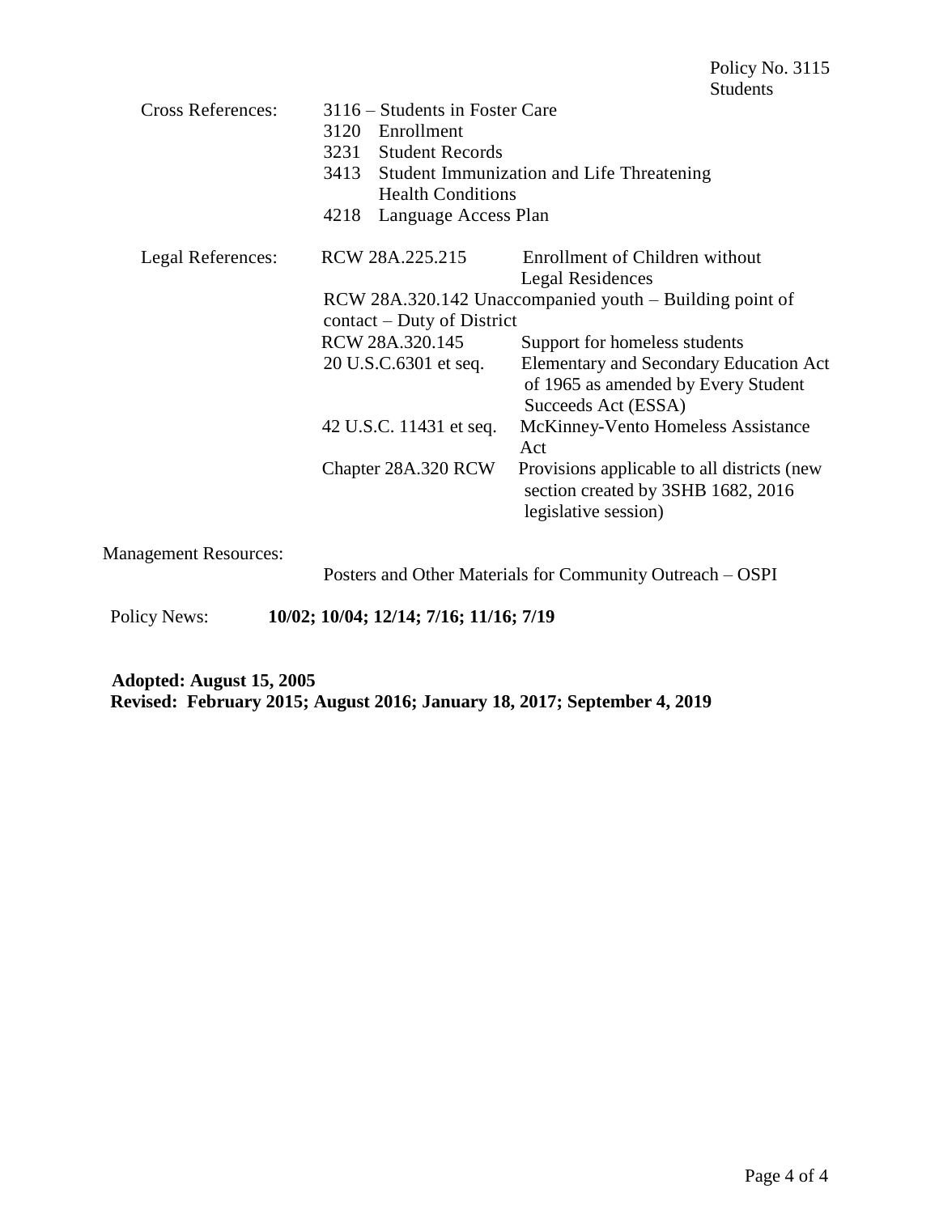Cross References:

- 3116 – Students in Foster Care
- 3120 Enrollment
- 3231 Student Records
- 3413 Student Immunization and Life Threatening Health Conditions
- 4218 Language Access Plan

Legal References:

| | |
|---|---|
| RCW 28A.225.215 | Enrollment of Children without Legal Residences |
| RCW 28A.320.142 Unaccompanied youth – Building point of contact – Duty of District | |
| RCW 28A.320.145 | Support for homeless students |
| 20 U.S.C.6301 et seq. | Elementary and Secondary Education Act of 1965 as amended by Every Student Succeeds Act (ESSA) |
| 42 U.S.C. 11431 et seq. | McKinney-Vento Homeless Assistance Act |
| Chapter 28A.320 RCW | Provisions applicable to all districts (new section created by 3SHB 1682, 2016 legislative session) |

Management Resources:

Posters and Other Materials for Community Outreach – OSPI

Policy News: **10/02; 10/04; 12/14; 7/16; 11/16; 7/19**

**Adopted: August 15, 2005**
**Revised: February 2015; August 2016; January 18, 2017; September 4, 2019**